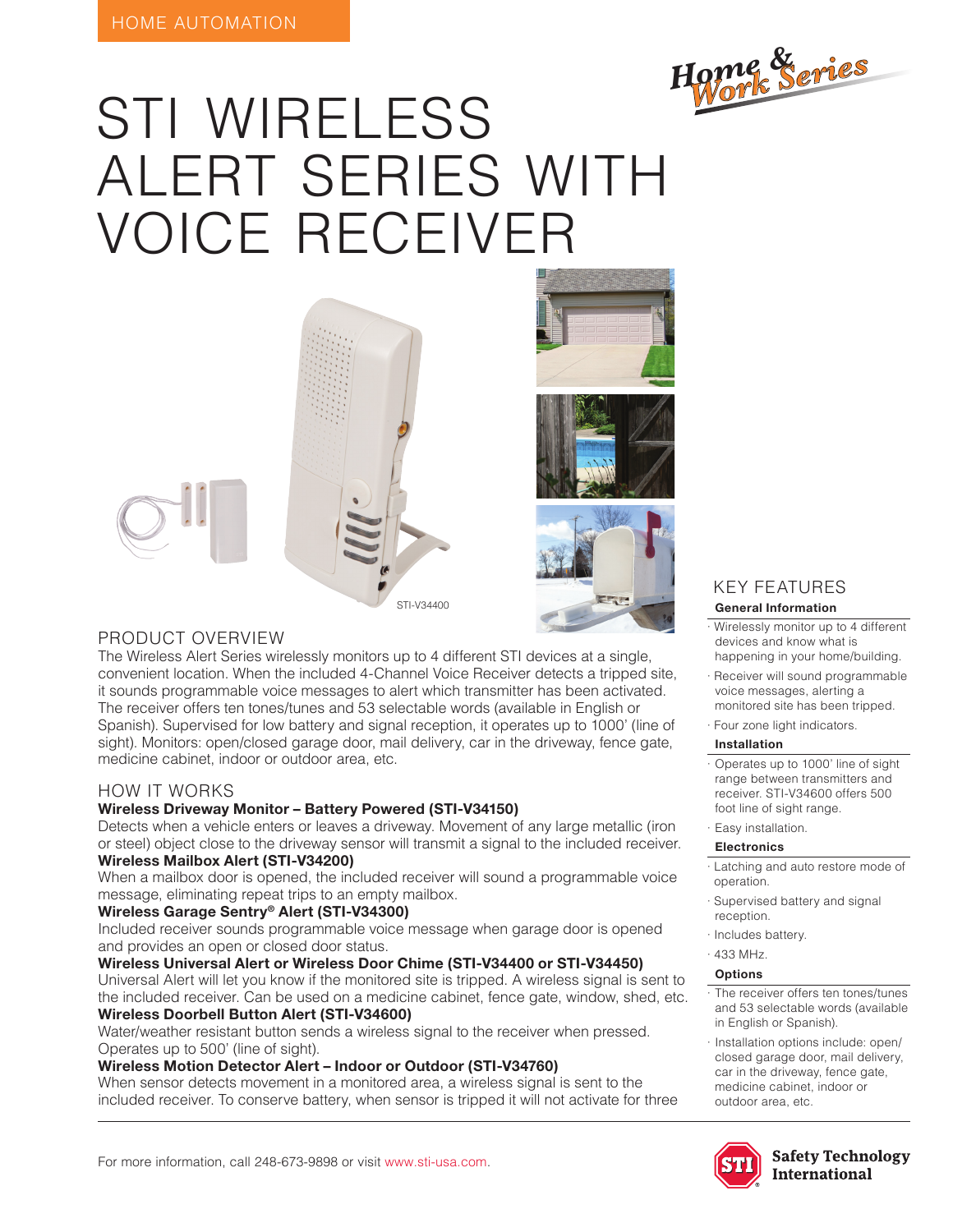HOME AUTOMATION

# STI WIRELESS ALERT SERIES WITH VOICE RECEIVER

STI-V34400

## PRODUCT OVERVIEW

The Wireless Alert Series wirelessly monitors up to 4 different STI devices at a single, convenient location. When the included 4-Channel Voice Receiver detects a tripped site, it sounds programmable voice messages to alert which transmitter has been activated. The receiver offers ten tones/tunes and 53 selectable words (available in English or Spanish). Supervised for low battery and signal reception, it operates up to 1000' (line of sight). Monitors: open/closed garage door, mail delivery, car in the driveway, fence gate, medicine cabinet, indoor or outdoor area, etc.

## HOW IT WORKS

**Wireless Driveway Monitor – Battery Powered (STI-V34150)**
Detects when a vehicle enters or leaves a driveway. Movement of any large metallic (iron or steel) object close to the driveway sensor will transmit a signal to the included receiver.

**Wireless Mailbox Alert (STI-V34200)**
When a mailbox door is opened, the included receiver will sound a programmable voice message, eliminating repeat trips to an empty mailbox.

**Wireless Garage Sentry® Alert (STI-V34300)**
Included receiver sounds programmable voice message when garage door is opened and provides an open or closed door status.

**Wireless Universal Alert or Wireless Door Chime (STI-V34400 or STI-V34450)**
Universal Alert will let you know if the monitored site is tripped. A wireless signal is sent to the included receiver. Can be used on a medicine cabinet, fence gate, window, shed, etc.

**Wireless Doorbell Button Alert (STI-V34600)**
Water/weather resistant button sends a wireless signal to the receiver when pressed. Operates up to 500' (line of sight).

**Wireless Motion Detector Alert – Indoor or Outdoor (STI-V34760)**
When sensor detects movement in a monitored area, a wireless signal is sent to the included receiver. To conserve battery, when sensor is tripped it will not activate for three

## KEY FEATURES

**General Information**

- Wirelessly monitor up to 4 different devices and know what is happening in your home/building.
- Receiver will sound programmable voice messages, alerting a monitored site has been tripped.
- Four zone light indicators.

**Installation**

- Operates up to 1000' line of sight range between transmitters and receiver. STI-V34600 offers 500 foot line of sight range.
- Easy installation.

**Electronics**

- Latching and auto restore mode of operation.
- Supervised battery and signal reception.
- Includes battery.
- 433 MHz.

**Options**

- The receiver offers ten tones/tunes and 53 selectable words (available in English or Spanish).
- Installation options include: open/closed garage door, mail delivery, car in the driveway, fence gate, medicine cabinet, indoor or outdoor area, etc.

For more information, call 248-673-9898 or visit www.sti-usa.com.

Safety Technology International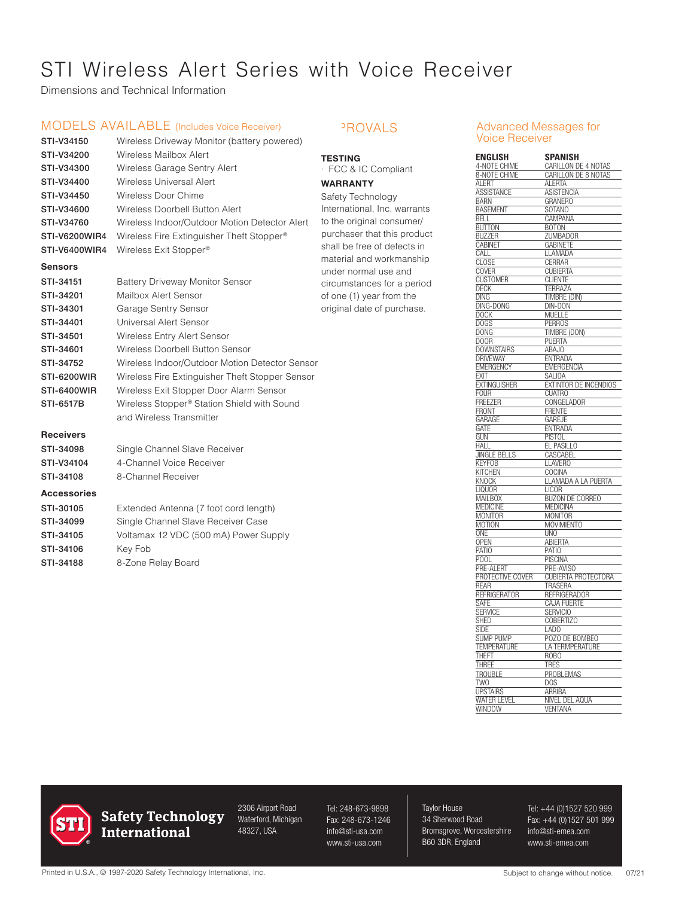# STI Wireless Alert Series with Voice Receiver

Dimensions and Technical Information

## MODELS AVAILABLE (Includes Voice Receiver)

| | |
|---|---|
| **STI-V34150** | Wireless Driveway Monitor (battery powered) |
| **STI-V34200** | Wireless Mailbox Alert |
| **STI-V34300** | Wireless Garage Sentry Alert |
| **STI-V34400** | Wireless Universal Alert |
| **STI-V34450** | Wireless Door Chime |
| **STI-V34600** | Wireless Doorbell Button Alert |
| **STI-V34760** | Wireless Indoor/Outdoor Motion Detector Alert |
| **STI-V6200WIR4** | Wireless Fire Extinguisher Theft Stopper® |
| **STI-V6400WIR4** | Wireless Exit Stopper® |

### Sensors

| | |
|---|---|
| **STI-34151** | Battery Driveway Monitor Sensor |
| **STI-34201** | Mailbox Alert Sensor |
| **STI-34301** | Garage Sentry Sensor |
| **STI-34401** | Universal Alert Sensor |
| **STI-34501** | Wireless Entry Alert Sensor |
| **STI-34601** | Wireless Doorbell Button Sensor |
| **STI-34752** | Wireless Indoor/Outdoor Motion Detector Sensor |
| **STI-6200WIR** | Wireless Fire Extinguisher Theft Stopper Sensor |
| **STI-6400WIR** | Wireless Exit Stopper Door Alarm Sensor |
| **STI-6517B** | Wireless Stopper® Station Shield with Sound and Wireless Transmitter |

### Receivers

| | |
|---|---|
| **STI-34098** | Single Channel Slave Receiver |
| **STI-V34104** | 4-Channel Voice Receiver |
| **STI-34108** | 8-Channel Receiver |

### Accessories

| | |
|---|---|
| **STI-30105** | Extended Antenna (7 foot cord length) |
| **STI-34099** | Single Channel Slave Receiver Case |
| **STI-34105** | Voltamax 12 VDC (500 mA) Power Supply |
| **STI-34106** | Key Fob |
| **STI-34188** | 8-Zone Relay Board |

## APPROVALS

**TESTING**

- FCC & IC Compliant

**WARRANTY**

Safety Technology International, Inc. warrants to the original consumer/purchaser that this product shall be free of defects in material and workmanship under normal use and circumstances for a period of one (1) year from the original date of purchase.

## Advanced Messages for Voice Receiver

| ENGLISH | SPANISH |
|---|---|
| 4-NOTE CHIME | CARILLON DE 4 NOTAS |
| 8-NOTE CHIME | CARILLON DE 8 NOTAS |
| ALERT | ALERTA |
| ASSISTANCE | ASISTENCIA |
| BARN | GRANERO |
| BASEMENT | SOTANO |
| BELL | CAMPANA |
| BUTTON | BOTON |
| BUZZER | ZUMBADOR |
| CABINET | GABINETE |
| CALL | LLAMADA |
| CLOSE | CERRAR |
| COVER | CUBIERTA |
| CUSTOMER | CLIENTE |
| DECK | TERRAZA |
| DING | TIMBRE (DIN) |
| DING-DONG | DIN-DON |
| DOCK | MUELLE |
| DOGS | PERROS |
| DONG | TIMBRE (DON) |
| DOOR | PUERTA |
| DOWNSTAIRS | ABAJO |
| DRIVEWAY | ENTRADA |
| EMERGENCY | EMERGENCIA |
| EXIT | SALIDA |
| EXTINGUISHER | EXTINTOR DE INCENDIOS |
| FOUR | CUATRO |
| FREEZER | CONGELADOR |
| FRONT | FRENTE |
| GARAGE | GAREJE |
| GATE | ENTRADA |
| GUN | PISTOL |
| HALL | EL PASILLO |
| JINGLE BELLS | CASCABEL |
| KEYFOB | LLAVERO |
| KITCHEN | COCINA |
| KNOCK | LLAMADA A LA PUERTA |
| LIQUOR | LICOR |
| MAILBOX | BUZON DE CORREO |
| MEDICINE | MEDICINA |
| MONITOR | MONITOR |
| MOTION | MOVIMIENTO |
| ONE | UNO |
| OPEN | ABIERTA |
| PATIO | PATIO |
| POOL | PISCINA |
| PRE-ALERT | PRE-AVISO |
| PROTECTIVE COVER | CUBIERTA PROTECTORA |
| REAR | TRASERA |
| REFRIGERATOR | REFRIGERADOR |
| SAFE | CAJA FUERTE |
| SERVICE | SERVICIO |
| SHED | COBERTIZO |
| SIDE | LADO |
| SUMP PUMP | POZO DE BOMBEO |
| TEMPERATURE | LA TERMPERATURE |
| THEFT | ROBO |
| THREE | TRES |
| TROUBLE | PROBLEMAS |
| TWO | DOS |
| UPSTAIRS | ARRIBA |
| WATER LEVEL | NIVEL DEL AQUA |
| WINDOW | VENTANA |

**Safety Technology International**

2306 Airport Road
Waterford, Michigan
48327, USA

Tel: 248-673-9898
Fax: 248-673-1246
info@sti-usa.com
www.sti-usa.com

Taylor House
34 Sherwood Road
Bromsgrove, Worcestershire
B60 3DR, England

Tel: +44 (0)1527 520 999
Fax: +44 (0)1527 501 999
info@sti-emea.com
www.sti-emea.com

Printed in U.S.A., © 1987-2020 Safety Technology International, Inc.

Subject to change without notice. 07/21